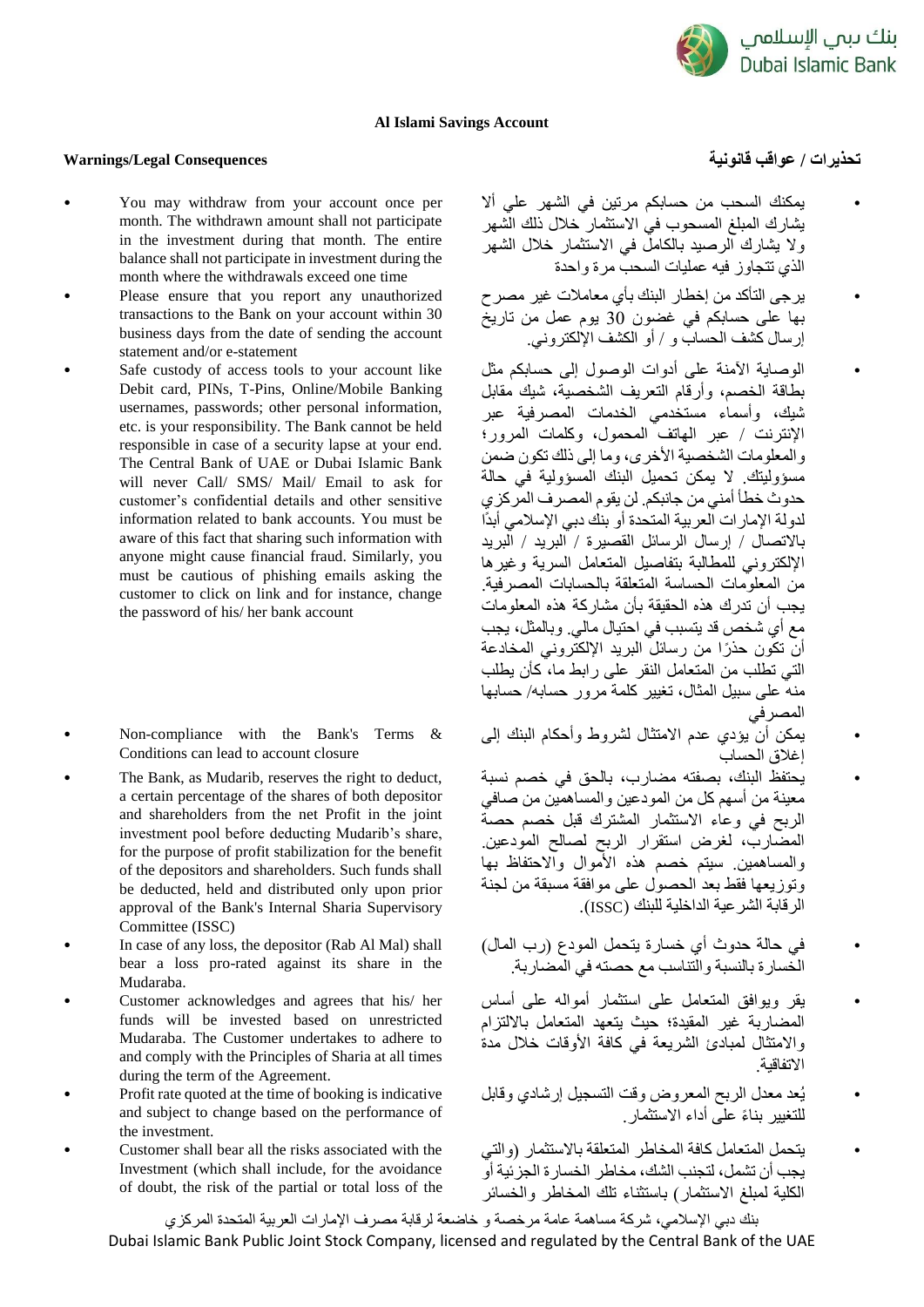**Al Islami Savings Account**

## Warnings/Legal Consequences

- You may withdraw from your account once per month. The withdrawn amount shall not participate in the investment during that month. The entire balance shall not participate in investment during the month where the withdrawals exceed one time
- Please ensure that you report any unauthorized transactions to the Bank on your account within 30 business days from the date of sending the account statement and/or e-statement
- Safe custody of access tools to your account like Debit card, PINs, T-Pins, Online/Mobile Banking usernames, passwords; other personal information, etc. is your responsibility. The Bank cannot be held responsible in case of a security lapse at your end. The Central Bank of UAE or Dubai Islamic Bank will never Call/ SMS/ Mail/ Email to ask for customer's confidential details and other sensitive information related to bank accounts. You must be aware of this fact that sharing such information with anyone might cause financial fraud. Similarly, you must be cautious of phishing emails asking the customer to click on link and for instance, change the password of his/ her bank account
- Non-compliance with the Bank's Terms & Conditions can lead to account closure
- The Bank, as Mudarib, reserves the right to deduct, a certain percentage of the shares of both depositor and shareholders from the net Profit in the joint investment pool before deducting Mudarib's share, for the purpose of profit stabilization for the benefit of the depositors and shareholders. Such funds shall be deducted, held and distributed only upon prior approval of the Bank's Internal Sharia Supervisory Committee (ISSC)
- In case of any loss, the depositor (Rab Al Mal) shall bear a loss pro-rated against its share in the Mudaraba.
- Customer acknowledges and agrees that his/ her funds will be invested based on unrestricted Mudaraba. The Customer undertakes to adhere to and comply with the Principles of Sharia at all times during the term of the Agreement.
- Profit rate quoted at the time of booking is indicative and subject to change based on the performance of the investment.
- Customer shall bear all the risks associated with the Investment (which shall include, for the avoidance of doubt, the risk of the partial or total loss of the

## تحذيرات / عواقب قانونية

- يمكنك السحب من حسابكم مرتين في الشهر على ألا يشارك المبلغ المسحوب في الاستثمار خلال ذلك الشهر ولا يشارك الرصيد بالكامل في الاستثمار خلال الشهر الذي تتجاوز فيه عمليات السحب مرة واحدة
- يرجى التأكد من إخطار البنك بأي معاملات غير مصرح بها على حسابكم في غضون 30 يوم عمل من تاريخ إرسال كشف الحساب و / أو الكشف الإلكتروني.
- الوصاية الآمنة على أدوات الوصول إلى حسابكم مثل بطاقة الخصم، وأرقام التعريف الشخصية، شيك مقابل شيك، وأسماء مستخدمي الخدمات المصرفية عبر الإنترنت / عبر الهاتف المحمول، وكلمات المرور؛ والمعلومات الشخصية الأخرى، وما إلى ذلك تكون ضمن مسؤوليتك. لا يمكن تحميل البنك المسؤولية في حالة حدوث خطأ أمني من جانبكم. لن يقوم المصرف المركزي لدولة الإمارات العربية المتحدة أو بنك دبي الإسلامي أبدًا بالاتصال / إرسال الرسائل القصيرة / البريد / البريد الإلكتروني للمطالبة بتفاصيل المتعامل السرية وغيرها من المعلومات الحساسة المتعلقة بالحسابات المصرفية. يجب أن تدرك هذه الحقيقة بأن مشاركة هذه المعلومات مع أي شخص قد يتسبب في احتيال مالي. وبالمثل، يجب أن تكون حذرًا من رسائل البريد الإلكتروني المخادعة التي تطلب من المتعامل النقر على رابط ما، كأن يطلب منه على سبيل المثال، تغيير كلمة مرور حسابه/ حسابها المصرفي
- يمكن أن يؤدي عدم الامتثال لشروط وأحكام البنك إلى إغلاق الحساب
- يحتفظ البنك، بصفته مضارب، بالحق في خصم نسبة معينة من أسهم كل من المودعين والمساهمين من صافي الربح في وعاء الاستثمار المشترك قبل خصم حصة المضارب، لغرض استقرار الربح لصالح المودعين والمساهمين. سيتم خصم هذه الأموال والاحتفاظ بها وتوزيعها فقط بعد الحصول على موافقة مسبقة من لجنة الرقابة الشرعية الداخلية للبنك (ISSC).
- في حالة حدوث أي خسارة يتحمل المودع (رب المال) الخسارة بالنسبة والتناسب مع حصته في المضاربة.
- يقر ويوافق المتعامل على استثمار أمواله على أساس المضاربة غير المقيدة؛ حيث يتعهد المتعامل بالالتزام والامتثال لمبادئ الشريعة في كافة الأوقات خلال مدة الاتفاقية.
- يُعد معدل الربح المعروض وقت التسجيل إرشادي وقابل للتغيير بناءً على أداء الاستثمار.
- يتحمل المتعامل كافة المخاطر المتعلقة بالاستثمار (والتي يجب أن تشمل، لتجنب الشك، مخاطر الخسارة الجزئية أو الكلية لمبلغ الاستثمار) باستثناء تلك المخاطر والخسائر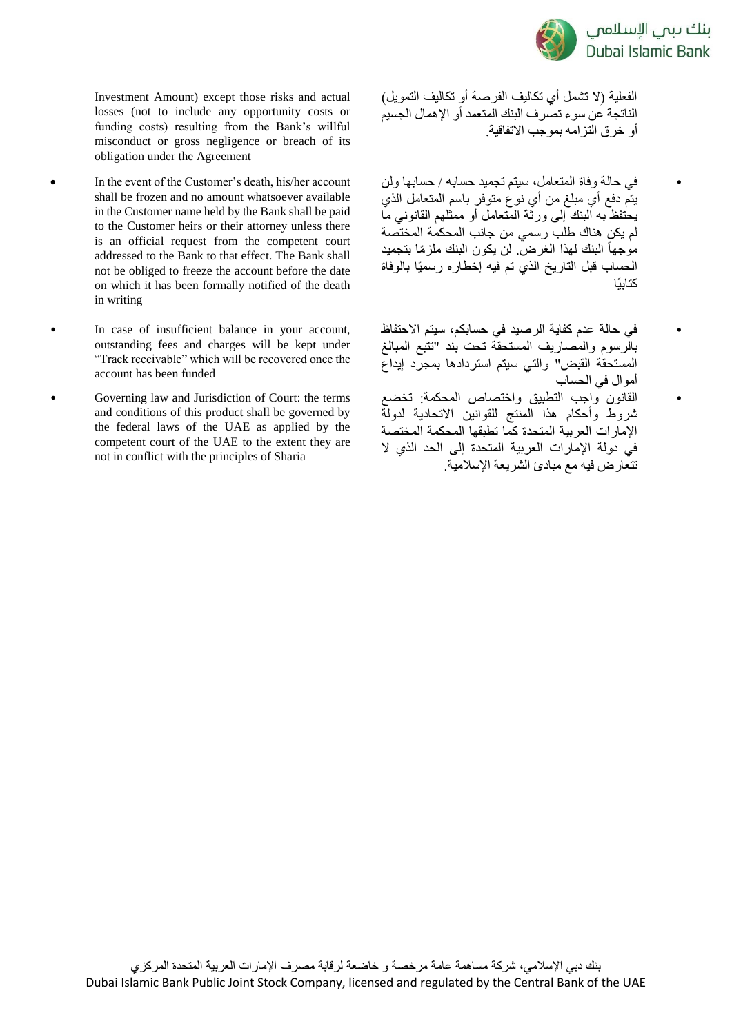Investment Amount) except those risks and actual losses (not to include any opportunity costs or funding costs) resulting from the Bank's willful misconduct or gross negligence or breach of its obligation under the Agreement

الفعلية (لا تشمل أي تكاليف الفرصة أو تكاليف التمويل) الناتجة عن سوء تصرف البنك المتعمد أو الإهمال الجسيم أو خرق التزامه بموجب الاتفاقية.

- In the event of the Customer's death, his/her account shall be frozen and no amount whatsoever available in the Customer name held by the Bank shall be paid to the Customer heirs or their attorney unless there is an official request from the competent court addressed to the Bank to that effect. The Bank shall not be obliged to freeze the account before the date on which it has been formally notified of the death in writing

- في حالة وفاة المتعامل، سيتم تجميد حسابه / حسابها ولن يتم دفع أي مبلغ من أي نوع متوفر باسم المتعامل الذي يحتفظ به البنك إلى ورثة المتعامل أو ممثلهم القانوني ما لم يكن هناك طلب رسمي من جانب المحكمة المختصة موجهاً البنك لهذا الغرض. لن يكون البنك ملزمًا بتجميد الحساب قبل التاريخ الذي تم فيه إخطاره رسميًا بالوفاة كتابيًا

- In case of insufficient balance in your account, outstanding fees and charges will be kept under "Track receivable" which will be recovered once the account has been funded

- في حالة عدم كفاية الرصيد في حسابكم، سيتم الاحتفاظ بالرسوم والمصاريف المستحقة تحت بند "تتبع المبالغ المستحقة القبض" والتي سيتم استردادها بمجرد إيداع أموال في الحساب

- Governing law and Jurisdiction of Court: the terms and conditions of this product shall be governed by the federal laws of the UAE as applied by the competent court of the UAE to the extent they are not in conflict with the principles of Sharia

- القانون واجب التطبيق واختصاص المحكمة: تخضع شروط وأحكام هذا المنتج للقوانين الاتحادية لدولة الإمارات العربية المتحدة كما تطبقها المحكمة المختصة في دولة الإمارات العربية المتحدة إلى الحد الذي لا تتعارض فيه مع مبادئ الشريعة الإسلامية.